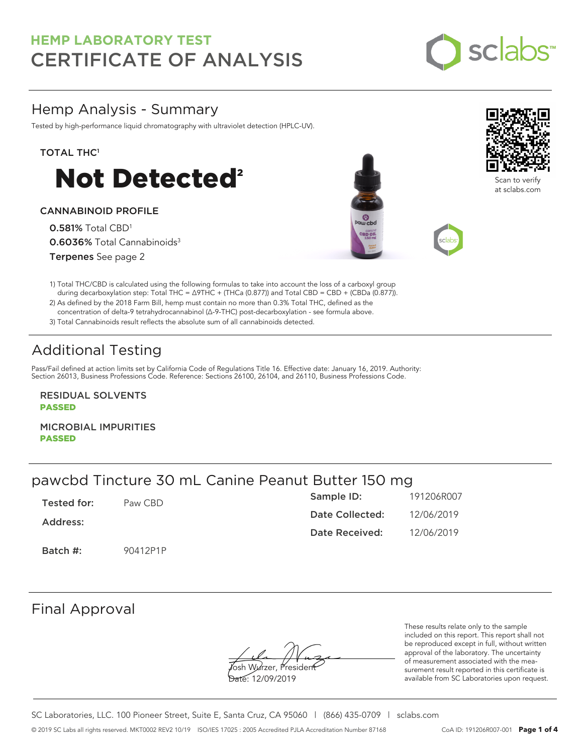# HEMP LABORATORY TEST
# CERTIFICATE OF ANALYSIS

## Hemp Analysis - Summary

Tested by high-performance liquid chromatography with ultraviolet detection (HPLC-UV).

**TOTAL THC[1]**

# Not Detected[2]

**CANNABINOID PROFILE**

**0.581%** Total CBD[1]

**0.6036%** Total Cannabinoids[3]

**Terpenes** See page 2

Scan to verify at sclabs.com

1) Total THC/CBD is calculated using the following formulas to take into account the loss of a carboxyl group during decarboxylation step: Total THC = Δ9THC + (THCa (0.877)) and Total CBD = CBD + (CBDa (0.877)).
2) As defined by the 2018 Farm Bill, hemp must contain no more than 0.3% Total THC, defined as the concentration of delta-9 tetrahydrocannabinol (Δ-9-THC) post-decarboxylation - see formula above.
3) Total Cannabinoids result reflects the absolute sum of all cannabinoids detected.

## Additional Testing

Pass/Fail defined at action limits set by California Code of Regulations Title 16. Effective date: January 16, 2019. Authority: Section 26013, Business Professions Code. Reference: Sections 26100, 26104, and 26110, Business Professions Code.

**RESIDUAL SOLVENTS**
**PASSED**

**MICROBIAL IMPURITIES**
**PASSED**

## pawcbd Tincture 30 mL Canine Peanut Butter 150 mg

| | | | |
|---|---|---|---|
| **Tested for:** | Paw CBD | **Sample ID:** | 191206R007 |
| **Address:** | | **Date Collected:** | 12/06/2019 |
| | | **Date Received:** | 12/06/2019 |
| **Batch #:** | 90412P1P | | |

## Final Approval

Josh Wurzer, President
Date: 12/09/2019

These results relate only to the sample included on this report. This report shall not be reproduced except in full, without written approval of the laboratory. The uncertainty of measurement associated with the measurement result reported in this certificate is available from SC Laboratories upon request.

SC Laboratories, LLC. 100 Pioneer Street, Suite E, Santa Cruz, CA 95060 | (866) 435-0709 | sclabs.com

© 2019 SC Labs all rights reserved. MKT0002 REV2 10/19 ISO/IES 17025 : 2005 Accredited PJLA Accreditation Number 87168 CoA ID: 191206R007-001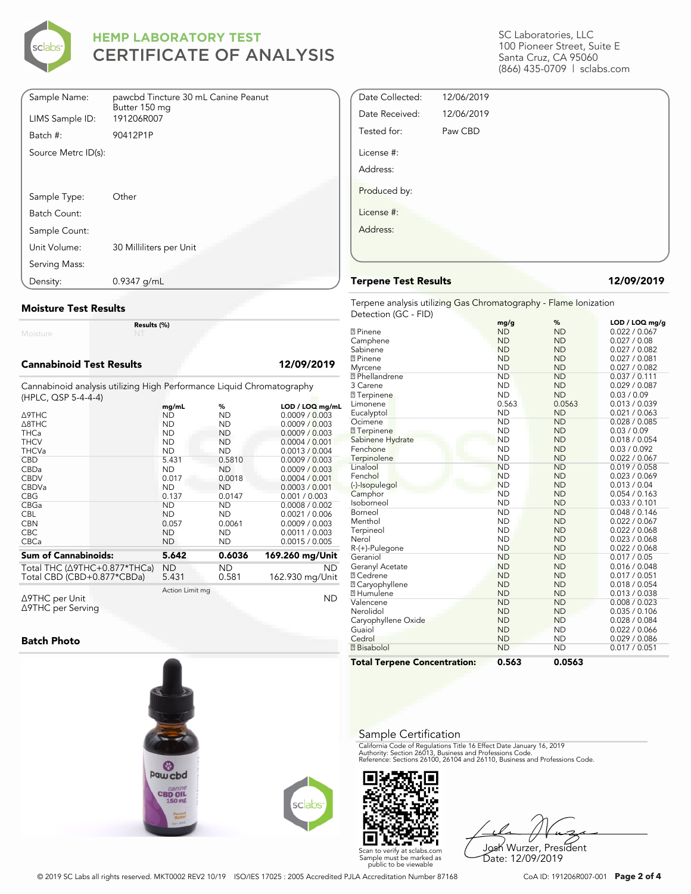# HEMP LABORATORY TEST CERTIFICATE OF ANALYSIS

SC Laboratories, LLC
100 Pioneer Street, Suite E
Santa Cruz, CA 95060
(866) 435-0709 | sclabs.com

| | |
|---|---|
| Sample Name: | pawcbd Tincture 30 mL Canine Peanut Butter 150 mg |
| LIMS Sample ID: | 191206R007 |
| Batch #: | 90412P1P |
| Source Metrc ID(s): | |
| Sample Type: | Other |
| Batch Count: | |
| Sample Count: | |
| Unit Volume: | 30 Milliliters per Unit |
| Serving Mass: | |
| Density: | 0.9347 g/mL |

| | |
|---|---|
| Date Collected: | 12/06/2019 |
| Date Received: | 12/06/2019 |
| Tested for: | Paw CBD |
| License #: | |
| Address: | |
| Produced by: | |
| License #: | |
| Address: | |

## Moisture Test Results

| | Results (%) |
|---|---|
| Moisture | NT |

## Cannabinoid Test Results 12/09/2019

Cannabinoid analysis utilizing High Performance Liquid Chromatography (HPLC, QSP 5-4-4-4)

| | mg/mL | % | LOD / LOQ mg/mL |
|---|---|---|---|
| Δ9THC | ND | ND | 0.0009 / 0.003 |
| Δ8THC | ND | ND | 0.0009 / 0.003 |
| THCa | ND | ND | 0.0009 / 0.003 |
| THCV | ND | ND | 0.0004 / 0.001 |
| THCVa | ND | ND | 0.0013 / 0.004 |
| CBD | 5.431 | 0.5810 | 0.0009 / 0.003 |
| CBDa | ND | ND | 0.0009 / 0.003 |
| CBDV | 0.017 | 0.0018 | 0.0004 / 0.001 |
| CBDVa | ND | ND | 0.0003 / 0.001 |
| CBG | 0.137 | 0.0147 | 0.001 / 0.003 |
| CBGa | ND | ND | 0.0008 / 0.002 |
| CBL | ND | ND | 0.0021 / 0.006 |
| CBN | 0.057 | 0.0061 | 0.0009 / 0.003 |
| CBC | ND | ND | 0.0011 / 0.003 |
| CBCa | ND | ND | 0.0015 / 0.005 |
| **Sum of Cannabinoids:** | **5.642** | **0.6036** | **169.260 mg/Unit** |
| Total THC (Δ9THC+0.877*THCa) | ND | ND | ND |
| Total CBD (CBD+0.877*CBDa) | 5.431 | 0.581 | 162.930 mg/Unit |

| | Action Limit mg | |
|---|---|---|
| Δ9THC per Unit | | ND |
| Δ9THC per Serving | | |

## Batch Photo

## Terpene Test Results 12/09/2019

Terpene analysis utilizing Gas Chromatography - Flame Ionization Detection (GC - FID)

| | mg/g | % | LOD / LOQ mg/g |
|---|---|---|---|
| α Pinene | ND | ND | 0.022 / 0.067 |
| Camphene | ND | ND | 0.027 / 0.08 |
| Sabinene | ND | ND | 0.027 / 0.082 |
| β Pinene | ND | ND | 0.027 / 0.081 |
| Myrcene | ND | ND | 0.027 / 0.082 |
| α Phellandrene | ND | ND | 0.037 / 0.111 |
| 3 Carene | ND | ND | 0.029 / 0.087 |
| α Terpinene | ND | ND | 0.03 / 0.09 |
| Limonene | 0.563 | 0.0563 | 0.013 / 0.039 |
| Eucalyptol | ND | ND | 0.021 / 0.063 |
| Ocimene | ND | ND | 0.028 / 0.085 |
| γ Terpinene | ND | ND | 0.03 / 0.09 |
| Sabinene Hydrate | ND | ND | 0.018 / 0.054 |
| Fenchone | ND | ND | 0.03 / 0.092 |
| Terpinolene | ND | ND | 0.022 / 0.067 |
| Linalool | ND | ND | 0.019 / 0.058 |
| Fenchol | ND | ND | 0.023 / 0.069 |
| (-)-Isopulegol | ND | ND | 0.013 / 0.04 |
| Camphor | ND | ND | 0.054 / 0.163 |
| Isoborneol | ND | ND | 0.033 / 0.101 |
| Borneol | ND | ND | 0.048 / 0.146 |
| Menthol | ND | ND | 0.022 / 0.067 |
| Terpineol | ND | ND | 0.022 / 0.068 |
| Nerol | ND | ND | 0.023 / 0.068 |
| R-(+)-Pulegone | ND | ND | 0.022 / 0.068 |
| Geraniol | ND | ND | 0.017 / 0.05 |
| Geranyl Acetate | ND | ND | 0.016 / 0.048 |
| α Cedrene | ND | ND | 0.017 / 0.051 |
| β Caryophyllene | ND | ND | 0.018 / 0.054 |
| α Humulene | ND | ND | 0.013 / 0.038 |
| Valencene | ND | ND | 0.008 / 0.023 |
| Nerolidol | ND | ND | 0.035 / 0.106 |
| Caryophyllene Oxide | ND | ND | 0.028 / 0.084 |
| Guaiol | ND | ND | 0.022 / 0.066 |
| Cedrol | ND | ND | 0.029 / 0.086 |
| α Bisabolol | ND | ND | 0.017 / 0.051 |
| **Total Terpene Concentration:** | **0.563** | **0.0563** | |

## Sample Certification

California Code of Regulations Title 16 Effect Date January 16, 2019
Authority: Section 26013, Business and Professions Code.
Reference: Sections 26100, 26104 and 26110, Business and Professions Code.

Scan to verify at sclabs.com
Sample must be marked as public to be viewable

Josh Wurzer, President
Date: 12/09/2019

© 2019 SC Labs all rights reserved. MKT0002 REV2 10/19 ISO/IES 17025 : 2005 Accredited PJLA Accreditation Number 87168

CoA ID: 191206R007-001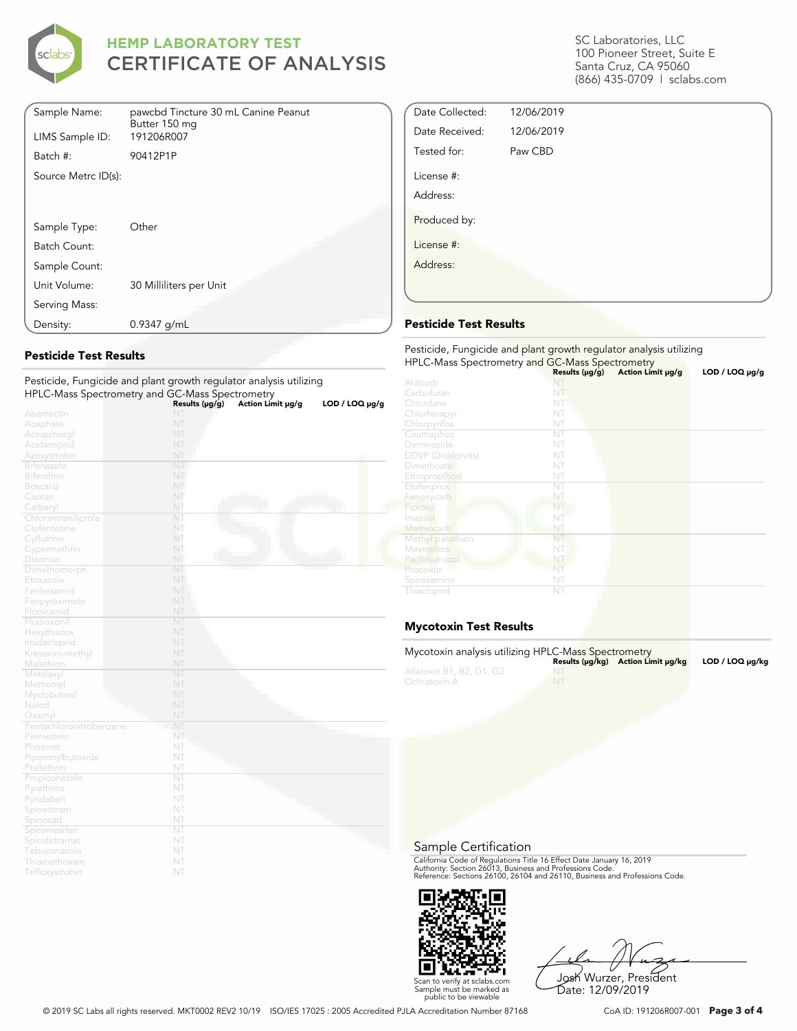# HEMP LABORATORY TEST
# CERTIFICATE OF ANALYSIS

SC Laboratories, LLC
100 Pioneer Street, Suite E
Santa Cruz, CA 95060
(866) 435-0709 | sclabs.com

| | |
|---|---|
| Sample Name: | pawcbd Tincture 30 mL Canine Peanut Butter 150 mg |
| LIMS Sample ID: | 191206R007 |
| Batch #: | 90412P1P |
| Source Metrc ID(s): | |
| Sample Type: | Other |
| Batch Count: | |
| Sample Count: | |
| Unit Volume: | 30 Milliliters per Unit |
| Serving Mass: | |
| Density: | 0.9347 g/mL |

| | |
|---|---|
| Date Collected: | 12/06/2019 |
| Date Received: | 12/06/2019 |
| Tested for: | Paw CBD |
| License #: | |
| Address: | |
| Produced by: | |
| License #: | |
| Address: | |

## Pesticide Test Results

Pesticide, Fungicide and plant growth regulator analysis utilizing HPLC-Mass Spectrometry and GC-Mass Spectrometry

| | Results (μg/g) | Action Limit μg/g | LOD / LOQ μg/g |
|---|---|---|---|
| Abamectin | NT | | |
| Acephate | NT | | |
| Acequinocyl | NT | | |
| Acetamiprid | NT | | |
| Azoxystrobin | NT | | |
| Bifenazate | NT | | |
| Bifenthrin | NT | | |
| Boscalid | NT | | |
| Captan | NT | | |
| Carbaryl | NT | | |
| Chlorantraniliprole | NT | | |
| Clofentezine | NT | | |
| Cyfluthrin | NT | | |
| Cypermethrin | NT | | |
| Diazinon | NT | | |
| Dimethomorph | NT | | |
| Etoxazole | NT | | |
| Fenhexamid | NT | | |
| Fenpyroximate | NT | | |
| Flonicamid | NT | | |
| Fludioxonil | NT | | |
| Hexythiazox | NT | | |
| Imidacloprid | NT | | |
| Kresoxim-methyl | NT | | |
| Malathion | NT | | |
| Metalaxyl | NT | | |
| Methomyl | NT | | |
| Myclobutanil | NT | | |
| Naled | NT | | |
| Oxamyl | NT | | |
| Pentachloronitrobenzene | NT | | |
| Permethrin | NT | | |
| Phosmet | NT | | |
| Piperonylbutoxide | NT | | |
| Prallethrin | NT | | |
| Propiconazole | NT | | |
| Pyrethrins | NT | | |
| Pyridaben | NT | | |
| Spinetoram | NT | | |
| Spinosad | NT | | |
| Spiromesifen | NT | | |
| Spirotetramat | NT | | |
| Tebuconazole | NT | | |
| Thiamethoxam | NT | | |
| Trifloxystrobin | NT | | |

## Pesticide Test Results

Pesticide, Fungicide and plant growth regulator analysis utilizing HPLC-Mass Spectrometry and GC-Mass Spectrometry

| | Results (μg/g) | Action Limit μg/g | LOD / LOQ μg/g |
|---|---|---|---|
| Aldicarb | NT | | |
| Carbofuran | NT | | |
| Chlordane | NT | | |
| Chlorfenapyr | NT | | |
| Chlorpyrifos | NT | | |
| Coumaphos | NT | | |
| Daminozide | NT | | |
| DDVP (Dichlorvos) | NT | | |
| Dimethoate | NT | | |
| Ethoprop(hos) | NT | | |
| Etofenprox | NT | | |
| Fenoxycarb | NT | | |
| Fipronil | NT | | |
| Imazalil | NT | | |
| Methiocarb | NT | | |
| Methyl parathion | NT | | |
| Mevinphos | NT | | |
| Paclobutrazol | NT | | |
| Propoxur | NT | | |
| Spiroxamine | NT | | |
| Thiacloprid | NT | | |

## Mycotoxin Test Results

Mycotoxin analysis utilizing HPLC-Mass Spectrometry

| | Results (μg/kg) | Action Limit μg/kg | LOD / LOQ μg/kg |
|---|---|---|---|
| Aflatoxin B1, B2, G1, G2 | NT | | |
| Ochratoxin A | NT | | |

## Sample Certification

California Code of Regulations Title 16 Effect Date January 16, 2019
Authority: Section 26013, Business and Professions Code.
Reference: Sections 26100, 26104 and 26110, Business and Professions Code.

Scan to verify at sclabs.com
Sample must be marked as public to be viewable

Josh Wurzer, President
Date: 12/09/2019

© 2019 SC Labs all rights reserved. MKT0002 REV2 10/19 ISO/IES 17025 : 2005 Accredited PJLA Accreditation Number 87168

CoA ID: 191206R007-001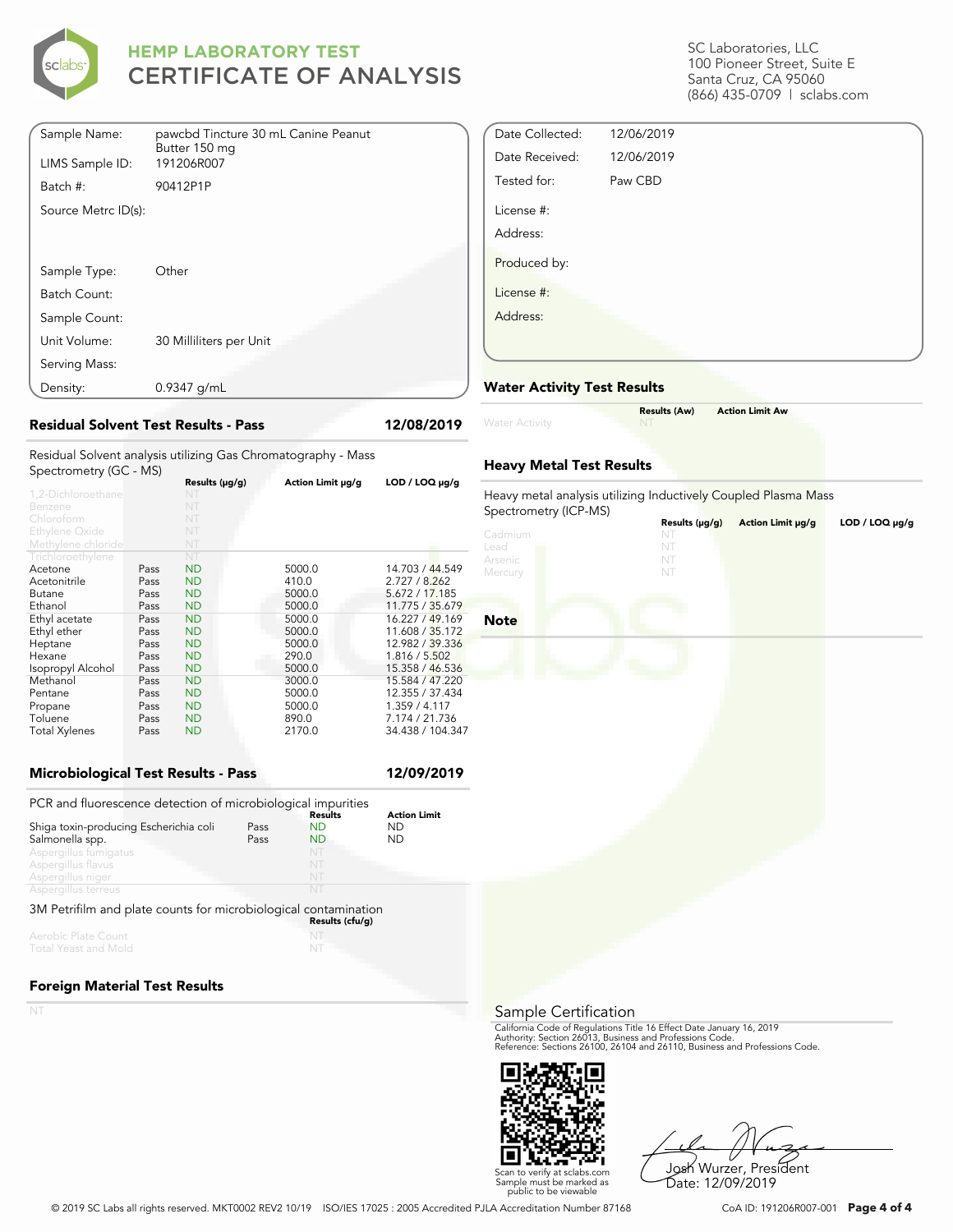# HEMP LABORATORY TEST
# CERTIFICATE OF ANALYSIS

SC Laboratories, LLC
100 Pioneer Street, Suite E
Santa Cruz, CA 95060
(866) 435-0709 | sclabs.com

| | |
|---|---|
| Sample Name: | pawcbd Tincture 30 mL Canine Peanut Butter 150 mg |
| LIMS Sample ID: | 191206R007 |
| Batch #: | 90412P1P |
| Source Metrc ID(s): | |
| Sample Type: | Other |
| Batch Count: | |
| Sample Count: | |
| Unit Volume: | 30 Milliliters per Unit |
| Serving Mass: | |
| Density: | 0.9347 g/mL |

| | |
|---|---|
| Date Collected: | 12/06/2019 |
| Date Received: | 12/06/2019 |
| Tested for: | Paw CBD |
| License #: | |
| Address: | |
| Produced by: | |
| License #: | |
| Address: | |

## Residual Solvent Test Results - Pass

12/08/2019

Residual Solvent analysis utilizing Gas Chromatography - Mass Spectrometry (GC - MS)

| | | Results (µg/g) | Action Limit µg/g | LOD / LOQ µg/g |
|---|---|---|---|---|
| 1,2-Dichloroethane | | NT | | |
| Benzene | | NT | | |
| Chloroform | | NT | | |
| Ethylene Oxide | | NT | | |
| Methylene chloride | | NT | | |
| Trichloroethylene | | NT | | |
| Acetone | Pass | ND | 5000.0 | 14.703 / 44.549 |
| Acetonitrile | Pass | ND | 410.0 | 2.727 / 8.262 |
| Butane | Pass | ND | 5000.0 | 5.672 / 17.185 |
| Ethanol | Pass | ND | 5000.0 | 11.775 / 35.679 |
| Ethyl acetate | Pass | ND | 5000.0 | 16.227 / 49.169 |
| Ethyl ether | Pass | ND | 5000.0 | 11.608 / 35.172 |
| Heptane | Pass | ND | 5000.0 | 12.982 / 39.336 |
| Hexane | Pass | ND | 290.0 | 1.816 / 5.502 |
| Isopropyl Alcohol | Pass | ND | 5000.0 | 15.358 / 46.536 |
| Methanol | Pass | ND | 3000.0 | 15.584 / 47.220 |
| Pentane | Pass | ND | 5000.0 | 12.355 / 37.434 |
| Propane | Pass | ND | 5000.0 | 1.359 / 4.117 |
| Toluene | Pass | ND | 890.0 | 7.174 / 21.736 |
| Total Xylenes | Pass | ND | 2170.0 | 34.438 / 104.347 |

## Microbiological Test Results - Pass

12/09/2019

PCR and fluorescence detection of microbiological impurities

| | | Results | Action Limit |
|---|---|---|---|
| Shiga toxin-producing Escherichia coli | Pass | ND | ND |
| Salmonella spp. | Pass | ND | ND |
| Aspergillus fumigatus | | NT | |
| Aspergillus flavus | | NT | |
| Aspergillus niger | | NT | |
| Aspergillus terreus | | NT | |

3M Petrifilm and plate counts for microbiological contamination

| | Results (cfu/g) |
|---|---|
| Aerobic Plate Count | NT |
| Total Yeast and Mold | NT |

## Foreign Material Test Results

NT

## Water Activity Test Results

| | Results (Aw) | Action Limit Aw |
|---|---|---|
| Water Activity | NT | |

## Heavy Metal Test Results

Heavy metal analysis utilizing Inductively Coupled Plasma Mass Spectrometry (ICP-MS)

| | Results (µg/g) | Action Limit µg/g | LOD / LOQ µg/g |
|---|---|---|---|
| Cadmium | NT | | |
| Lead | NT | | |
| Arsenic | NT | | |
| Mercury | NT | | |

## Note

## Sample Certification

California Code of Regulations Title 16 Effect Date January 16, 2019
Authority: Section 26013, Business and Professions Code.
Reference: Sections 26100, 26104 and 26110, Business and Professions Code.

Scan to verify at sclabs.com
Sample must be marked as public to be viewable

Josh Wurzer, President
Date: 12/09/2019

© 2019 SC Labs all rights reserved. MKT0002 REV2 10/19 ISO/IES 17025 : 2005 Accredited PJLA Accreditation Number 87168

CoA ID: 191206R007-001